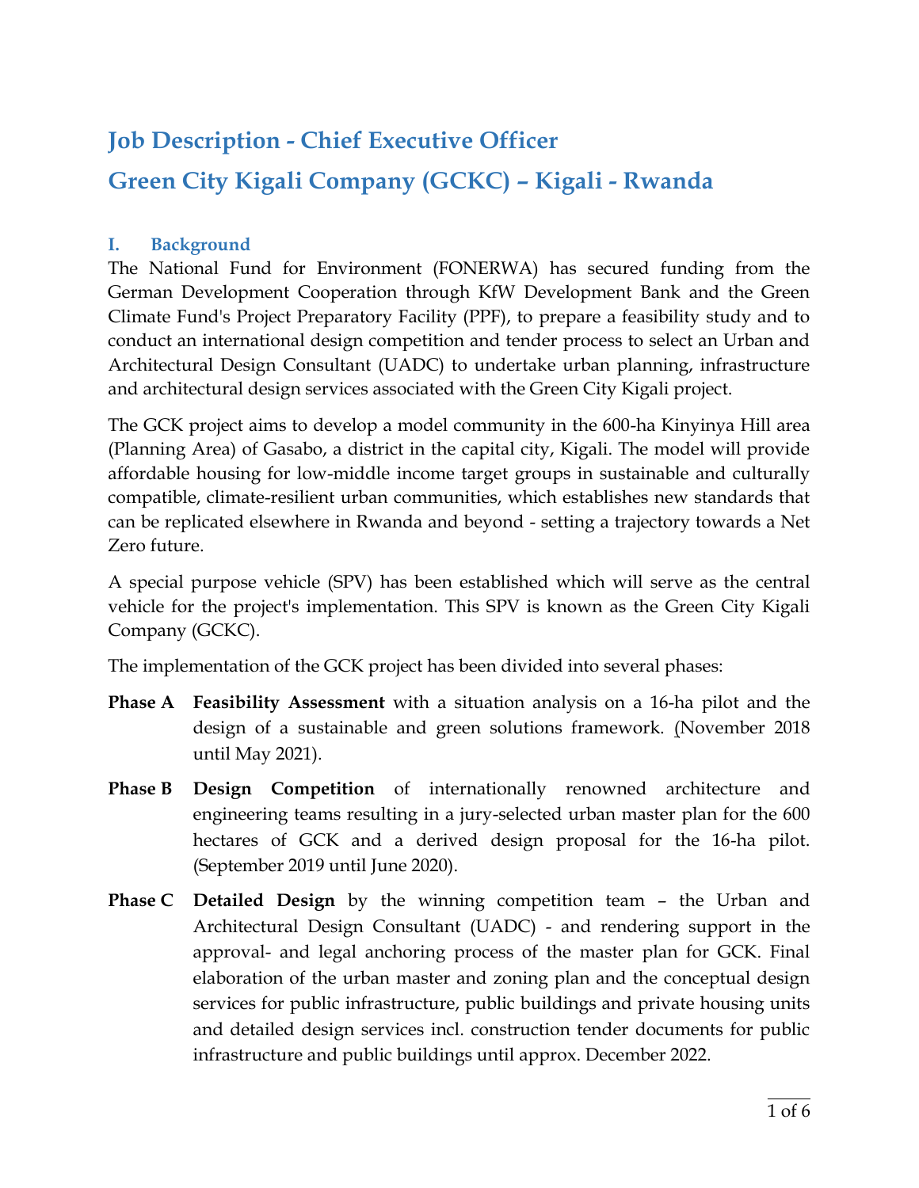# Job Description - Chief Executive Officer

# Green City Kigali Company (GCKC) – Kigali - Rwanda

## I. Background

The National Fund for Environment (FONERWA) has secured funding from the German Development Cooperation through KfW Development Bank and the Green Climate Fund's Project Preparatory Facility (PPF), to prepare a feasibility study and to conduct an international design competition and tender process to select an Urban and Architectural Design Consultant (UADC) to undertake urban planning, infrastructure and architectural design services associated with the Green City Kigali project.

The GCK project aims to develop a model community in the 600-ha Kinyinya Hill area (Planning Area) of Gasabo, a district in the capital city, Kigali. The model will provide affordable housing for low-middle income target groups in sustainable and culturally compatible, climate-resilient urban communities, which establishes new standards that can be replicated elsewhere in Rwanda and beyond - setting a trajectory towards a Net Zero future.

A special purpose vehicle (SPV) has been established which will serve as the central vehicle for the project's implementation. This SPV is known as the Green City Kigali Company (GCKC).

The implementation of the GCK project has been divided into several phases:

**Phase A** **Feasibility Assessment** with a situation analysis on a 16-ha pilot and the design of a sustainable and green solutions framework. (November 2018 until May 2021).

**Phase B** **Design Competition** of internationally renowned architecture and engineering teams resulting in a jury-selected urban master plan for the 600 hectares of GCK and a derived design proposal for the 16-ha pilot. (September 2019 until June 2020).

**Phase C** **Detailed Design** by the winning competition team – the Urban and Architectural Design Consultant (UADC) - and rendering support in the approval- and legal anchoring process of the master plan for GCK. Final elaboration of the urban master and zoning plan and the conceptual design services for public infrastructure, public buildings and private housing units and detailed design services incl. construction tender documents for public infrastructure and public buildings until approx. December 2022.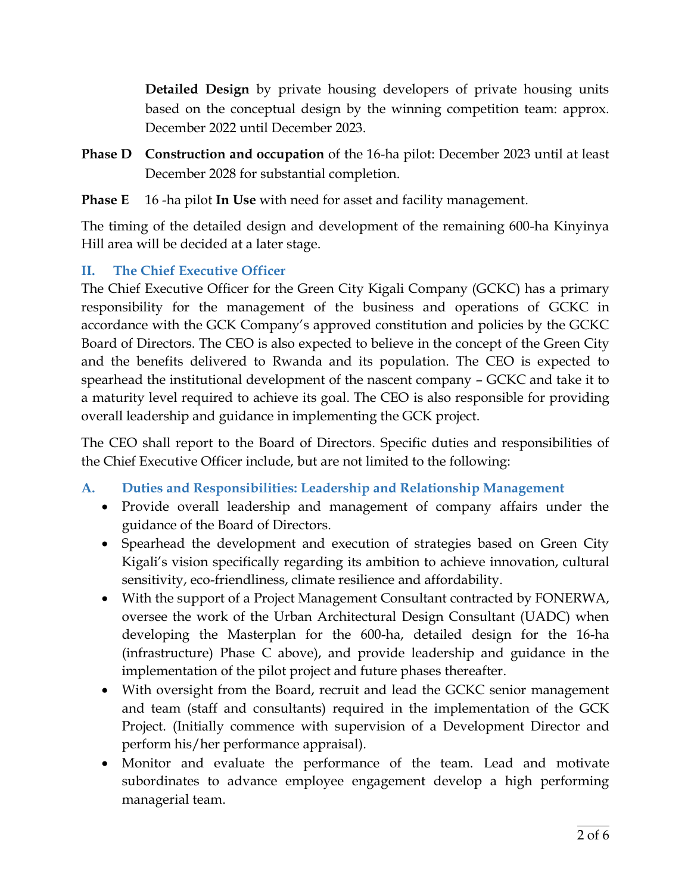**Detailed Design** by private housing developers of private housing units based on the conceptual design by the winning competition team: approx. December 2022 until December 2023.

**Phase D** **Construction and occupation** of the 16-ha pilot: December 2023 until at least December 2028 for substantial completion.

**Phase E** 16 -ha pilot **In Use** with need for asset and facility management.

The timing of the detailed design and development of the remaining 600-ha Kinyinya Hill area will be decided at a later stage.

## II. The Chief Executive Officer

The Chief Executive Officer for the Green City Kigali Company (GCKC) has a primary responsibility for the management of the business and operations of GCKC in accordance with the GCK Company's approved constitution and policies by the GCKC Board of Directors. The CEO is also expected to believe in the concept of the Green City and the benefits delivered to Rwanda and its population. The CEO is expected to spearhead the institutional development of the nascent company – GCKC and take it to a maturity level required to achieve its goal. The CEO is also responsible for providing overall leadership and guidance in implementing the GCK project.

The CEO shall report to the Board of Directors. Specific duties and responsibilities of the Chief Executive Officer include, but are not limited to the following:

### A. Duties and Responsibilities: Leadership and Relationship Management

- Provide overall leadership and management of company affairs under the guidance of the Board of Directors.
- Spearhead the development and execution of strategies based on Green City Kigali's vision specifically regarding its ambition to achieve innovation, cultural sensitivity, eco-friendliness, climate resilience and affordability.
- With the support of a Project Management Consultant contracted by FONERWA, oversee the work of the Urban Architectural Design Consultant (UADC) when developing the Masterplan for the 600-ha, detailed design for the 16-ha (infrastructure) Phase C above), and provide leadership and guidance in the implementation of the pilot project and future phases thereafter.
- With oversight from the Board, recruit and lead the GCKC senior management and team (staff and consultants) required in the implementation of the GCK Project. (Initially commence with supervision of a Development Director and perform his/her performance appraisal).
- Monitor and evaluate the performance of the team. Lead and motivate subordinates to advance employee engagement develop a high performing managerial team.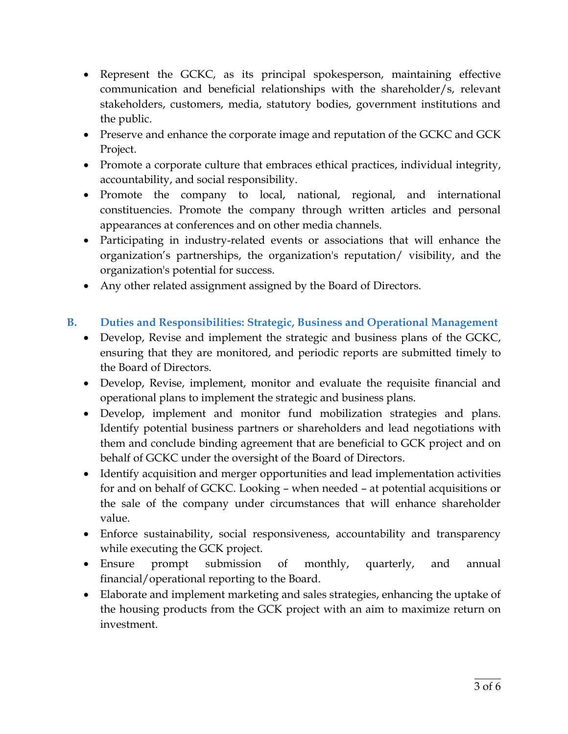- Represent the GCKC, as its principal spokesperson, maintaining effective communication and beneficial relationships with the shareholder/s, relevant stakeholders, customers, media, statutory bodies, government institutions and the public.
- Preserve and enhance the corporate image and reputation of the GCKC and GCK Project.
- Promote a corporate culture that embraces ethical practices, individual integrity, accountability, and social responsibility.
- Promote the company to local, national, regional, and international constituencies. Promote the company through written articles and personal appearances at conferences and on other media channels.
- Participating in industry-related events or associations that will enhance the organization's partnerships, the organization's reputation/ visibility, and the organization's potential for success.
- Any other related assignment assigned by the Board of Directors.

### B. Duties and Responsibilities: Strategic, Business and Operational Management

- Develop, Revise and implement the strategic and business plans of the GCKC, ensuring that they are monitored, and periodic reports are submitted timely to the Board of Directors.
- Develop, Revise, implement, monitor and evaluate the requisite financial and operational plans to implement the strategic and business plans.
- Develop, implement and monitor fund mobilization strategies and plans. Identify potential business partners or shareholders and lead negotiations with them and conclude binding agreement that are beneficial to GCK project and on behalf of GCKC under the oversight of the Board of Directors.
- Identify acquisition and merger opportunities and lead implementation activities for and on behalf of GCKC. Looking – when needed – at potential acquisitions or the sale of the company under circumstances that will enhance shareholder value.
- Enforce sustainability, social responsiveness, accountability and transparency while executing the GCK project.
- Ensure prompt submission of monthly, quarterly, and annual financial/operational reporting to the Board.
- Elaborate and implement marketing and sales strategies, enhancing the uptake of the housing products from the GCK project with an aim to maximize return on investment.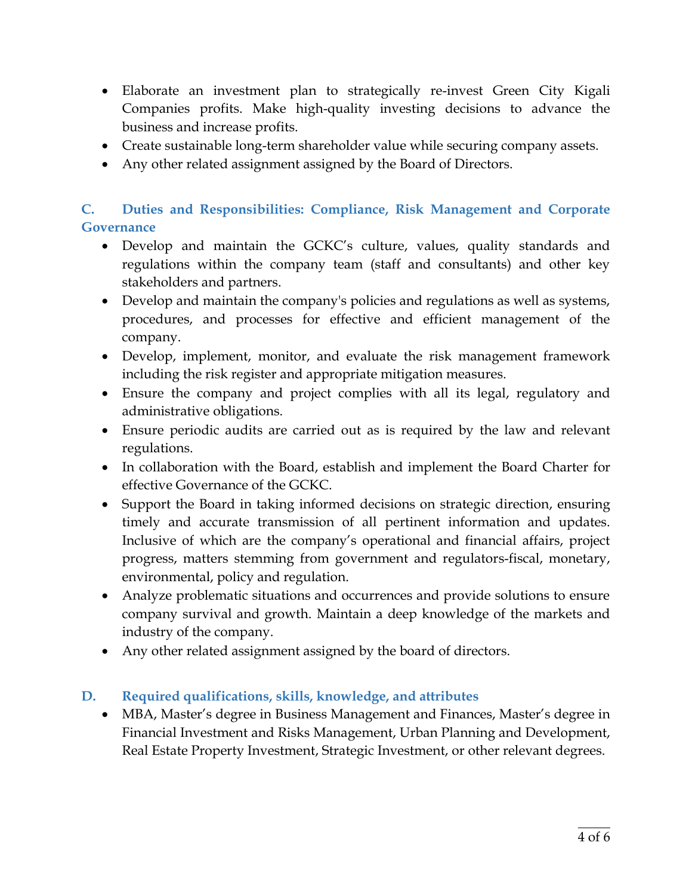- Elaborate an investment plan to strategically re-invest Green City Kigali Companies profits. Make high-quality investing decisions to advance the business and increase profits.
- Create sustainable long-term shareholder value while securing company assets.
- Any other related assignment assigned by the Board of Directors.

### C. Duties and Responsibilities: Compliance, Risk Management and Corporate Governance

- Develop and maintain the GCKC's culture, values, quality standards and regulations within the company team (staff and consultants) and other key stakeholders and partners.
- Develop and maintain the company's policies and regulations as well as systems, procedures, and processes for effective and efficient management of the company.
- Develop, implement, monitor, and evaluate the risk management framework including the risk register and appropriate mitigation measures.
- Ensure the company and project complies with all its legal, regulatory and administrative obligations.
- Ensure periodic audits are carried out as is required by the law and relevant regulations.
- In collaboration with the Board, establish and implement the Board Charter for effective Governance of the GCKC.
- Support the Board in taking informed decisions on strategic direction, ensuring timely and accurate transmission of all pertinent information and updates. Inclusive of which are the company's operational and financial affairs, project progress, matters stemming from government and regulators-fiscal, monetary, environmental, policy and regulation.
- Analyze problematic situations and occurrences and provide solutions to ensure company survival and growth. Maintain a deep knowledge of the markets and industry of the company.
- Any other related assignment assigned by the board of directors.

### D. Required qualifications, skills, knowledge, and attributes

- MBA, Master's degree in Business Management and Finances, Master's degree in Financial Investment and Risks Management, Urban Planning and Development, Real Estate Property Investment, Strategic Investment, or other relevant degrees.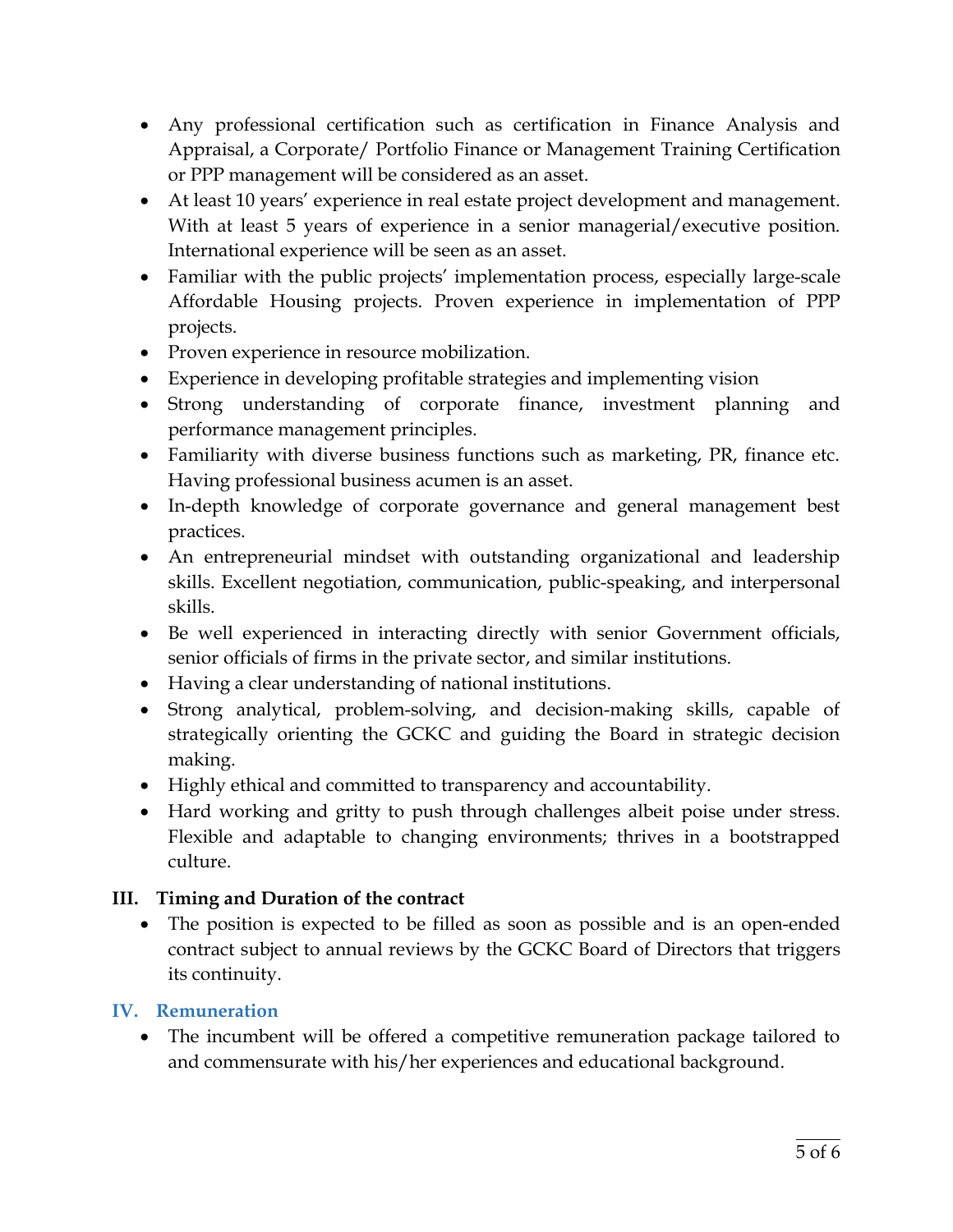- Any professional certification such as certification in Finance Analysis and Appraisal, a Corporate/ Portfolio Finance or Management Training Certification or PPP management will be considered as an asset.
- At least 10 years' experience in real estate project development and management. With at least 5 years of experience in a senior managerial/executive position. International experience will be seen as an asset.
- Familiar with the public projects' implementation process, especially large-scale Affordable Housing projects. Proven experience in implementation of PPP projects.
- Proven experience in resource mobilization.
- Experience in developing profitable strategies and implementing vision
- Strong understanding of corporate finance, investment planning and performance management principles.
- Familiarity with diverse business functions such as marketing, PR, finance etc. Having professional business acumen is an asset.
- In-depth knowledge of corporate governance and general management best practices.
- An entrepreneurial mindset with outstanding organizational and leadership skills. Excellent negotiation, communication, public-speaking, and interpersonal skills.
- Be well experienced in interacting directly with senior Government officials, senior officials of firms in the private sector, and similar institutions.
- Having a clear understanding of national institutions.
- Strong analytical, problem-solving, and decision-making skills, capable of strategically orienting the GCKC and guiding the Board in strategic decision making.
- Highly ethical and committed to transparency and accountability.
- Hard working and gritty to push through challenges albeit poise under stress. Flexible and adaptable to changing environments; thrives in a bootstrapped culture.

## III. Timing and Duration of the contract

- The position is expected to be filled as soon as possible and is an open-ended contract subject to annual reviews by the GCKC Board of Directors that triggers its continuity.

## IV. Remuneration

- The incumbent will be offered a competitive remuneration package tailored to and commensurate with his/her experiences and educational background.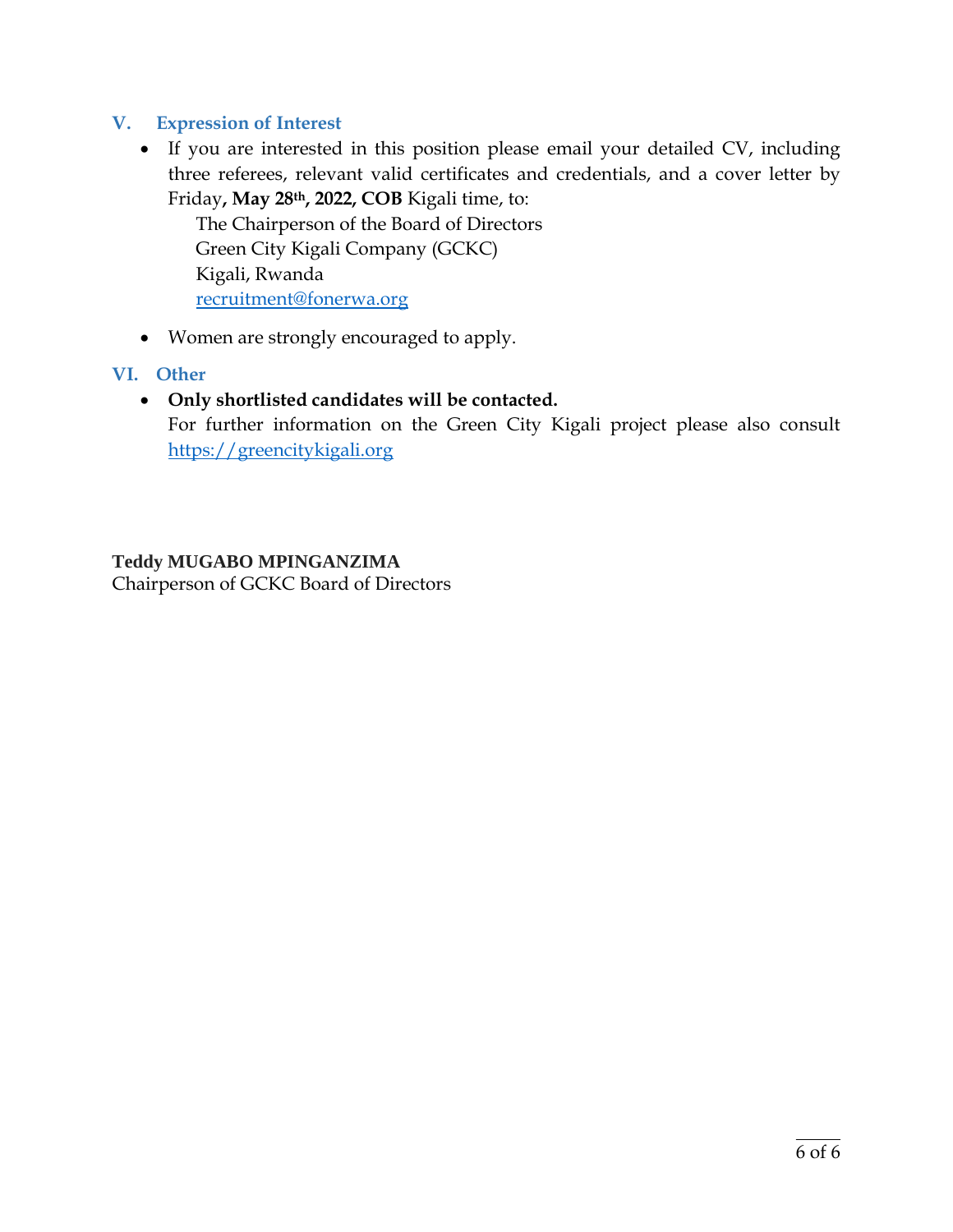## V. Expression of Interest

- If you are interested in this position please email your detailed CV, including three referees, relevant valid certificates and credentials, and a cover letter by Friday**, May 28th, 2022, COB** Kigali time, to:

  The Chairperson of the Board of Directors  
  Green City Kigali Company (GCKC)  
  Kigali, Rwanda  
  recruitment@fonerwa.org

- Women are strongly encouraged to apply.

## VI. Other

- **Only shortlisted candidates will be contacted.**  
  For further information on the Green City Kigali project please also consult https://greencitykigali.org

**Teddy MUGABO MPINGANZIMA**  
Chairperson of GCKC Board of Directors